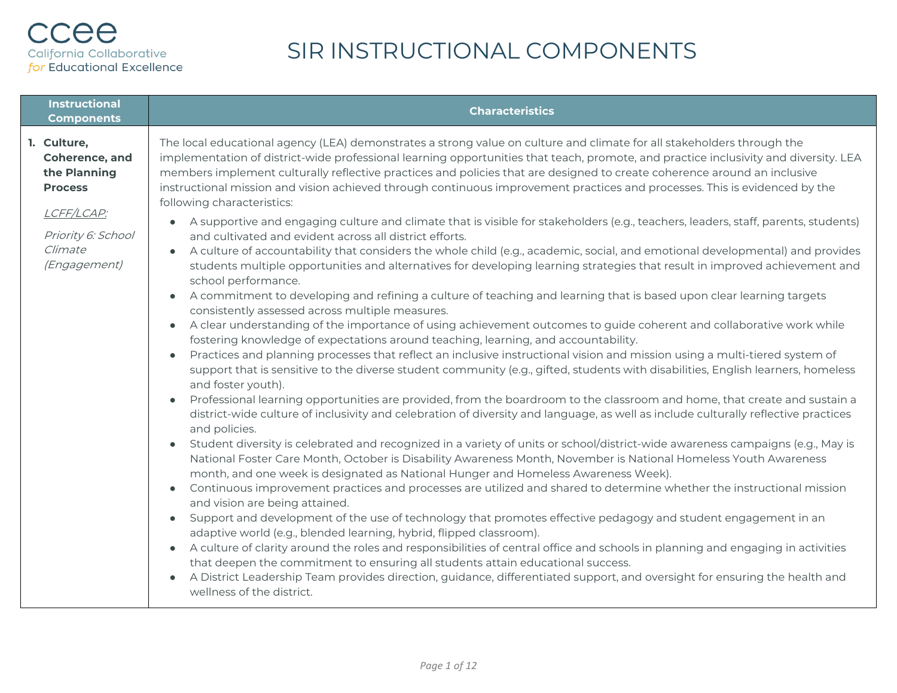# SIR INSTRUCTIONAL COMPONENTS

California Collaborative *for* Educational Excellence

| Instructional Components | Characteristics |
|---|---|
| **1. Culture, Coherence, and the Planning Process**<br><br>*LCFF/LCAP:*<br><br>*Priority 6: School Climate (Engagement)* | The local educational agency (LEA) demonstrates a strong value on culture and climate for all stakeholders through the implementation of district-wide professional learning opportunities that teach, promote, and practice inclusivity and diversity. LEA members implement culturally reflective practices and policies that are designed to create coherence around an inclusive instructional mission and vision achieved through continuous improvement practices and processes. This is evidenced by the following characteristics:<br><br>• A supportive and engaging culture and climate that is visible for stakeholders (e.g., teachers, leaders, staff, parents, students) and cultivated and evident across all district efforts.<br>• A culture of accountability that considers the whole child (e.g., academic, social, and emotional developmental) and provides students multiple opportunities and alternatives for developing learning strategies that result in improved achievement and school performance.<br>• A commitment to developing and refining a culture of teaching and learning that is based upon clear learning targets consistently assessed across multiple measures.<br>• A clear understanding of the importance of using achievement outcomes to guide coherent and collaborative work while fostering knowledge of expectations around teaching, learning, and accountability.<br>• Practices and planning processes that reflect an inclusive instructional vision and mission using a multi-tiered system of support that is sensitive to the diverse student community (e.g., gifted, students with disabilities, English learners, homeless and foster youth).<br>• Professional learning opportunities are provided, from the boardroom to the classroom and home, that create and sustain a district-wide culture of inclusivity and celebration of diversity and language, as well as include culturally reflective practices and policies.<br>• Student diversity is celebrated and recognized in a variety of units or school/district-wide awareness campaigns (e.g., May is National Foster Care Month, October is Disability Awareness Month, November is National Homeless Youth Awareness month, and one week is designated as National Hunger and Homeless Awareness Week).<br>• Continuous improvement practices and processes are utilized and shared to determine whether the instructional mission and vision are being attained.<br>• Support and development of the use of technology that promotes effective pedagogy and student engagement in an adaptive world (e.g., blended learning, hybrid, flipped classroom).<br>• A culture of clarity around the roles and responsibilities of central office and schools in planning and engaging in activities that deepen the commitment to ensuring all students attain educational success.<br>• A District Leadership Team provides direction, guidance, differentiated support, and oversight for ensuring the health and wellness of the district. |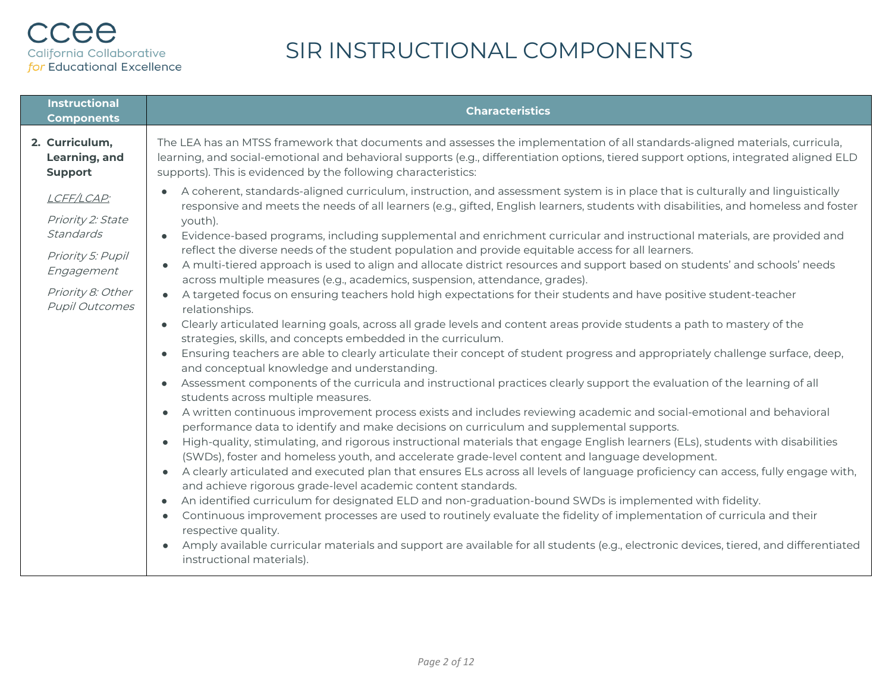# SIR INSTRUCTIONAL COMPONENTS

| Instructional Components | Characteristics |
|---|---|
| **2. Curriculum, Learning, and Support**<br><br>*LCFF/LCAP:*<br><br>*Priority 2: State Standards*<br><br>*Priority 5: Pupil Engagement*<br><br>*Priority 8: Other Pupil Outcomes* | The LEA has an MTSS framework that documents and assesses the implementation of all standards-aligned materials, curricula, learning, and social-emotional and behavioral supports (e.g., differentiation options, tiered support options, integrated aligned ELD supports). This is evidenced by the following characteristics:<br><br>• A coherent, standards-aligned curriculum, instruction, and assessment system is in place that is culturally and linguistically responsive and meets the needs of all learners (e.g., gifted, English learners, students with disabilities, and homeless and foster youth).<br>• Evidence-based programs, including supplemental and enrichment curricular and instructional materials, are provided and reflect the diverse needs of the student population and provide equitable access for all learners.<br>• A multi-tiered approach is used to align and allocate district resources and support based on students' and schools' needs across multiple measures (e.g., academics, suspension, attendance, grades).<br>• A targeted focus on ensuring teachers hold high expectations for their students and have positive student-teacher relationships.<br>• Clearly articulated learning goals, across all grade levels and content areas provide students a path to mastery of the strategies, skills, and concepts embedded in the curriculum.<br>• Ensuring teachers are able to clearly articulate their concept of student progress and appropriately challenge surface, deep, and conceptual knowledge and understanding.<br>• Assessment components of the curricula and instructional practices clearly support the evaluation of the learning of all students across multiple measures.<br>• A written continuous improvement process exists and includes reviewing academic and social-emotional and behavioral performance data to identify and make decisions on curriculum and supplemental supports.<br>• High-quality, stimulating, and rigorous instructional materials that engage English learners (ELs), students with disabilities (SWDs), foster and homeless youth, and accelerate grade-level content and language development.<br>• A clearly articulated and executed plan that ensures ELs across all levels of language proficiency can access, fully engage with, and achieve rigorous grade-level academic content standards.<br>• An identified curriculum for designated ELD and non-graduation-bound SWDs is implemented with fidelity.<br>• Continuous improvement processes are used to routinely evaluate the fidelity of implementation of curricula and their respective quality.<br>• Amply available curricular materials and support are available for all students (e.g., electronic devices, tiered, and differentiated instructional materials). |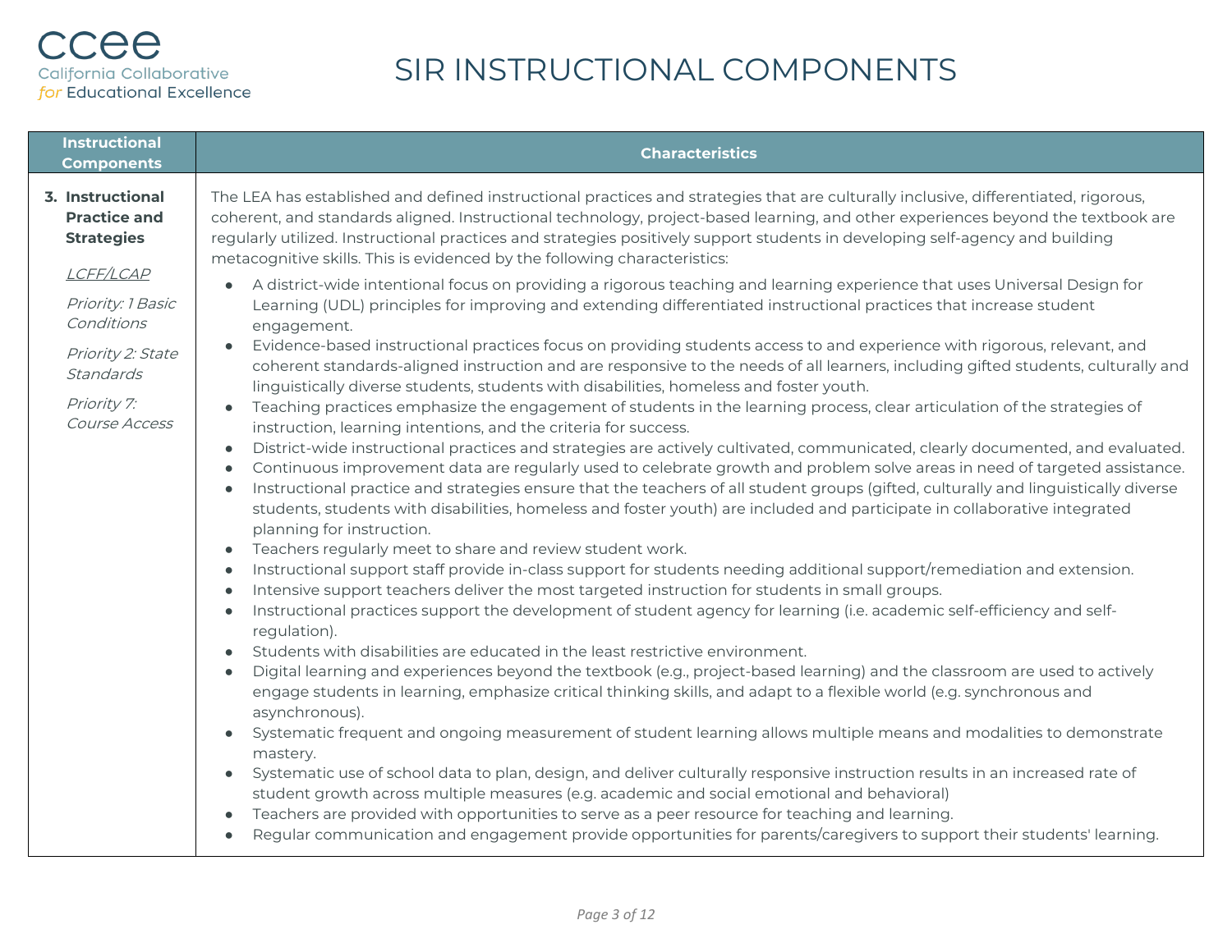# SIR INSTRUCTIONAL COMPONENTS

| Instructional Components | Characteristics |
|---|---|
| **3. Instructional Practice and Strategies**<br><br>_LCFF/LCAP_<br><br>*Priority: 1 Basic Conditions*<br><br>*Priority 2: State Standards*<br><br>*Priority 7: Course Access* | The LEA has established and defined instructional practices and strategies that are culturally inclusive, differentiated, rigorous, coherent, and standards aligned. Instructional technology, project-based learning, and other experiences beyond the textbook are regularly utilized. Instructional practices and strategies positively support students in developing self-agency and building metacognitive skills. This is evidenced by the following characteristics:<br>● A district-wide intentional focus on providing a rigorous teaching and learning experience that uses Universal Design for Learning (UDL) principles for improving and extending differentiated instructional practices that increase student engagement.<br>● Evidence-based instructional practices focus on providing students access to and experience with rigorous, relevant, and coherent standards-aligned instruction and are responsive to the needs of all learners, including gifted students, culturally and linguistically diverse students, students with disabilities, homeless and foster youth.<br>● Teaching practices emphasize the engagement of students in the learning process, clear articulation of the strategies of instruction, learning intentions, and the criteria for success.<br>● District-wide instructional practices and strategies are actively cultivated, communicated, clearly documented, and evaluated.<br>● Continuous improvement data are regularly used to celebrate growth and problem solve areas in need of targeted assistance.<br>● Instructional practice and strategies ensure that the teachers of all student groups (gifted, culturally and linguistically diverse students, students with disabilities, homeless and foster youth) are included and participate in collaborative integrated planning for instruction.<br>● Teachers regularly meet to share and review student work.<br>● Instructional support staff provide in-class support for students needing additional support/remediation and extension.<br>● Intensive support teachers deliver the most targeted instruction for students in small groups.<br>● Instructional practices support the development of student agency for learning (i.e. academic self-efficiency and self-regulation).<br>● Students with disabilities are educated in the least restrictive environment.<br>● Digital learning and experiences beyond the textbook (e.g., project-based learning) and the classroom are used to actively engage students in learning, emphasize critical thinking skills, and adapt to a flexible world (e.g. synchronous and asynchronous).<br>● Systematic frequent and ongoing measurement of student learning allows multiple means and modalities to demonstrate mastery.<br>● Systematic use of school data to plan, design, and deliver culturally responsive instruction results in an increased rate of student growth across multiple measures (e.g. academic and social emotional and behavioral)<br>● Teachers are provided with opportunities to serve as a peer resource for teaching and learning.<br>● Regular communication and engagement provide opportunities for parents/caregivers to support their students' learning. |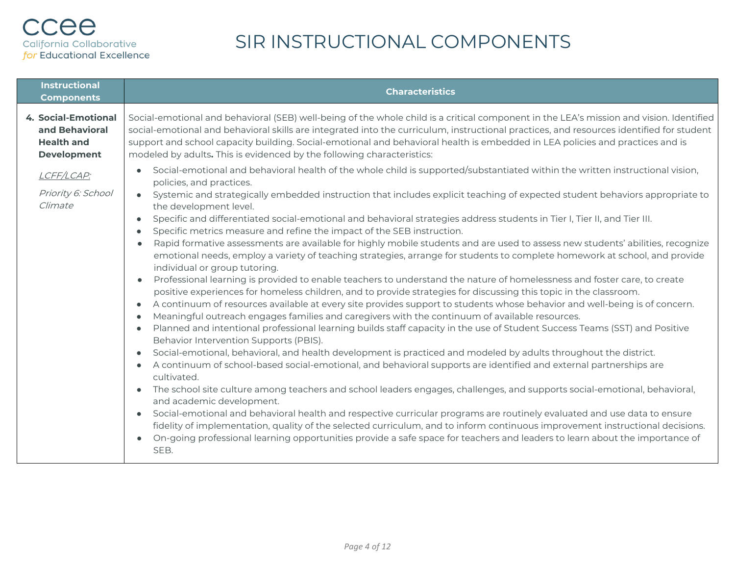# SIR INSTRUCTIONAL COMPONENTS

| Instructional Components | Characteristics |
| --- | --- |
| **4. Social-Emotional and Behavioral Health and Development**<br><br>*LCFF/LCAP:*<br><br>*Priority 6: School Climate* | Social-emotional and behavioral (SEB) well-being of the whole child is a critical component in the LEA's mission and vision. Identified social-emotional and behavioral skills are integrated into the curriculum, instructional practices, and resources identified for student support and school capacity building. Social-emotional and behavioral health is embedded in LEA policies and practices and is modeled by adults**.** This is evidenced by the following characteristics:<br>• Social-emotional and behavioral health of the whole child is supported/substantiated within the written instructional vision, policies, and practices.<br>• Systemic and strategically embedded instruction that includes explicit teaching of expected student behaviors appropriate to the development level.<br>• Specific and differentiated social-emotional and behavioral strategies address students in Tier I, Tier II, and Tier III.<br>• Specific metrics measure and refine the impact of the SEB instruction.<br>• Rapid formative assessments are available for highly mobile students and are used to assess new students' abilities, recognize emotional needs, employ a variety of teaching strategies, arrange for students to complete homework at school, and provide individual or group tutoring.<br>• Professional learning is provided to enable teachers to understand the nature of homelessness and foster care, to create positive experiences for homeless children, and to provide strategies for discussing this topic in the classroom.<br>• A continuum of resources available at every site provides support to students whose behavior and well-being is of concern.<br>• Meaningful outreach engages families and caregivers with the continuum of available resources.<br>• Planned and intentional professional learning builds staff capacity in the use of Student Success Teams (SST) and Positive Behavior Intervention Supports (PBIS).<br>• Social-emotional, behavioral, and health development is practiced and modeled by adults throughout the district.<br>• A continuum of school-based social-emotional, and behavioral supports are identified and external partnerships are cultivated.<br>• The school site culture among teachers and school leaders engages, challenges, and supports social-emotional, behavioral, and academic development.<br>• Social-emotional and behavioral health and respective curricular programs are routinely evaluated and use data to ensure fidelity of implementation, quality of the selected curriculum, and to inform continuous improvement instructional decisions.<br>• On-going professional learning opportunities provide a safe space for teachers and leaders to learn about the importance of SEB. |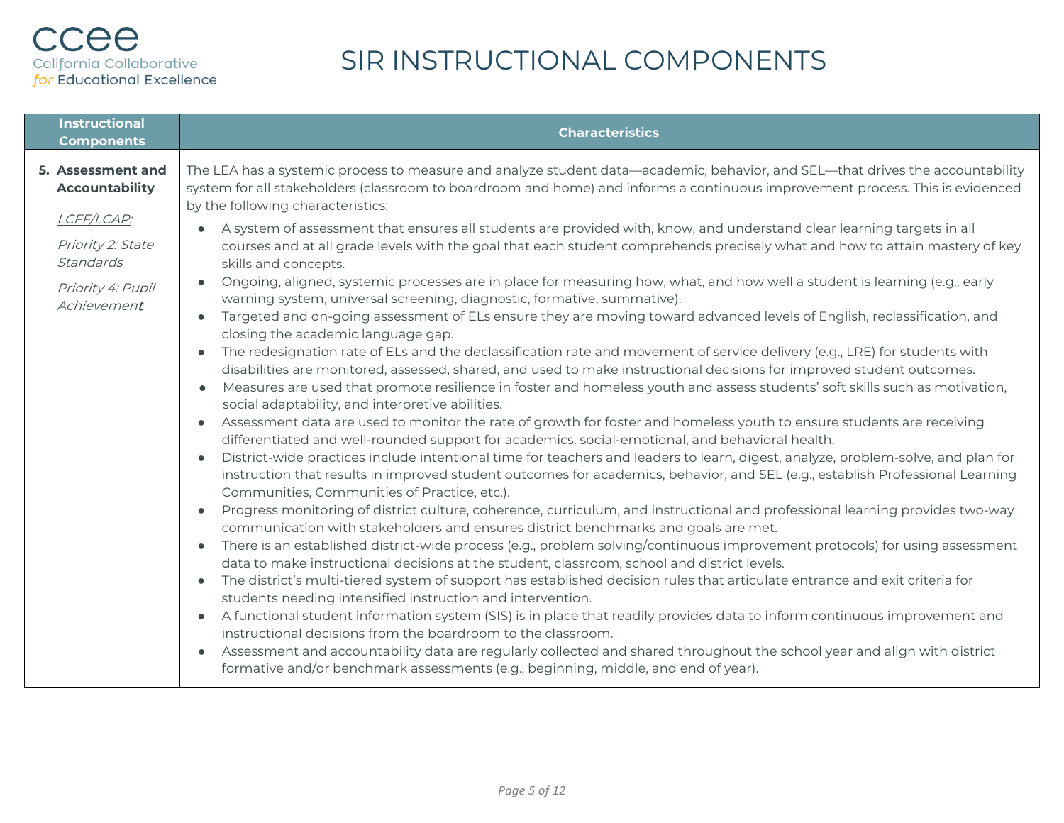# SIR INSTRUCTIONAL COMPONENTS

| Instructional Components | Characteristics |
|---|---|
| **5. Assessment and Accountability**<br><br>*LCFF/LCAP:*<br><br>*Priority 2: State Standards*<br><br>*Priority 4: Pupil Achievement* | The LEA has a systemic process to measure and analyze student data—academic, behavior, and SEL—that drives the accountability system for all stakeholders (classroom to boardroom and home) and informs a continuous improvement process. This is evidenced by the following characteristics:<br>• A system of assessment that ensures all students are provided with, know, and understand clear learning targets in all courses and at all grade levels with the goal that each student comprehends precisely what and how to attain mastery of key skills and concepts.<br>• Ongoing, aligned, systemic processes are in place for measuring how, what, and how well a student is learning (e.g., early warning system, universal screening, diagnostic, formative, summative).<br>• Targeted and on-going assessment of ELs ensure they are moving toward advanced levels of English, reclassification, and closing the academic language gap.<br>• The redesignation rate of ELs and the declassification rate and movement of service delivery (e.g., LRE) for students with disabilities are monitored, assessed, shared, and used to make instructional decisions for improved student outcomes.<br>• Measures are used that promote resilience in foster and homeless youth and assess students' soft skills such as motivation, social adaptability, and interpretive abilities.<br>• Assessment data are used to monitor the rate of growth for foster and homeless youth to ensure students are receiving differentiated and well-rounded support for academics, social-emotional, and behavioral health.<br>• District-wide practices include intentional time for teachers and leaders to learn, digest, analyze, problem-solve, and plan for instruction that results in improved student outcomes for academics, behavior, and SEL (e.g., establish Professional Learning Communities, Communities of Practice, etc.).<br>• Progress monitoring of district culture, coherence, curriculum, and instructional and professional learning provides two-way communication with stakeholders and ensures district benchmarks and goals are met.<br>• There is an established district-wide process (e.g., problem solving/continuous improvement protocols) for using assessment data to make instructional decisions at the student, classroom, school and district levels.<br>• The district's multi-tiered system of support has established decision rules that articulate entrance and exit criteria for students needing intensified instruction and intervention.<br>• A functional student information system (SIS) is in place that readily provides data to inform continuous improvement and instructional decisions from the boardroom to the classroom.<br>• Assessment and accountability data are regularly collected and shared throughout the school year and align with district formative and/or benchmark assessments (e.g., beginning, middle, and end of year). |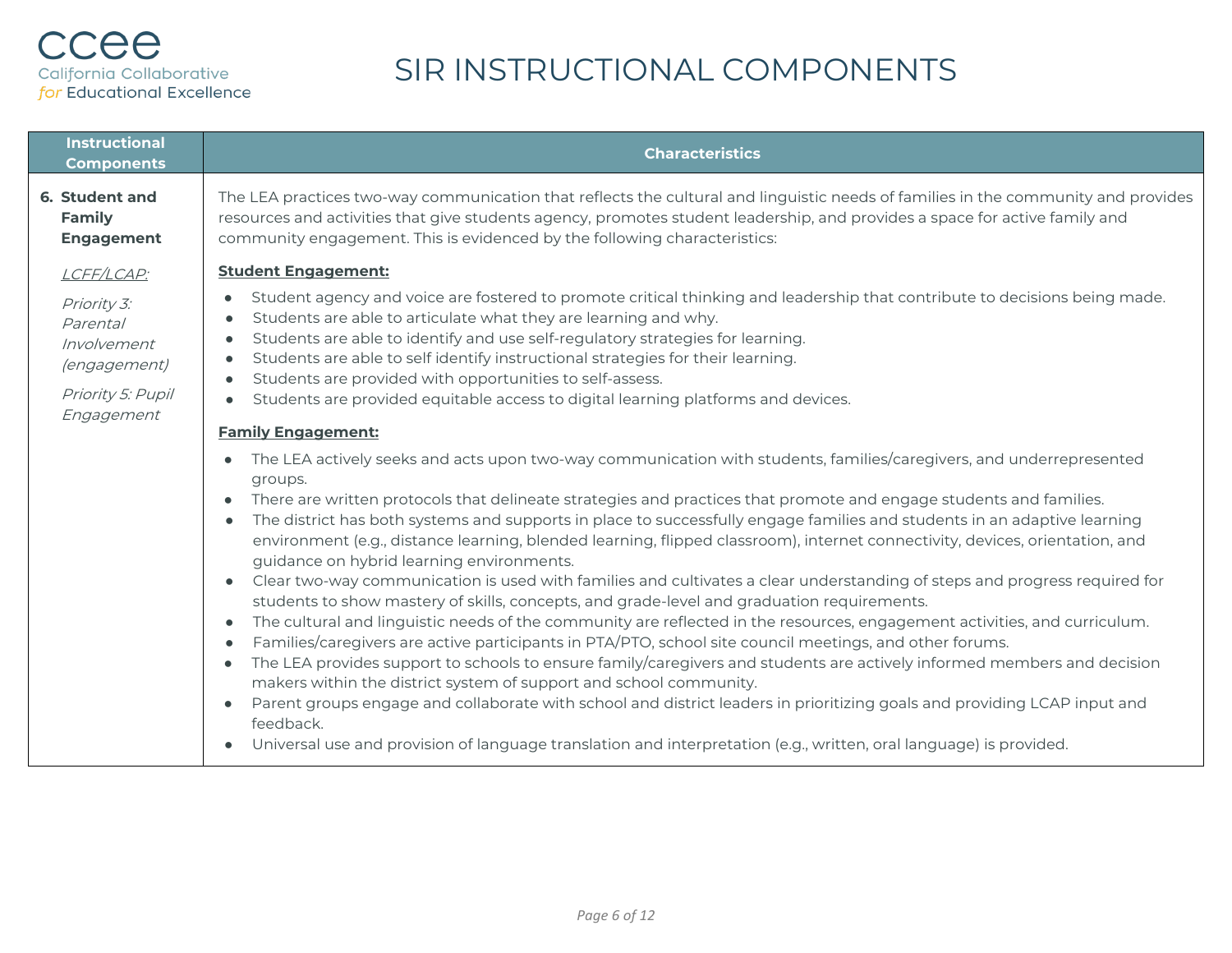# SIR INSTRUCTIONAL COMPONENTS

| Instructional Components | Characteristics |
|---|---|
| **6. Student and Family Engagement**<br><br>*LCFF/LCAP:*<br><br>*Priority 3: Parental Involvement (engagement)*<br><br>*Priority 5: Pupil Engagement* | The LEA practices two-way communication that reflects the cultural and linguistic needs of families in the community and provides resources and activities that give students agency, promotes student leadership, and provides a space for active family and community engagement. This is evidenced by the following characteristics:<br><br>**Student Engagement:**<br><br>• Student agency and voice are fostered to promote critical thinking and leadership that contribute to decisions being made.<br>• Students are able to articulate what they are learning and why.<br>• Students are able to identify and use self-regulatory strategies for learning.<br>• Students are able to self identify instructional strategies for their learning.<br>• Students are provided with opportunities to self-assess.<br>• Students are provided equitable access to digital learning platforms and devices.<br><br>**Family Engagement:**<br><br>• The LEA actively seeks and acts upon two-way communication with students, families/caregivers, and underrepresented groups.<br>• There are written protocols that delineate strategies and practices that promote and engage students and families.<br>• The district has both systems and supports in place to successfully engage families and students in an adaptive learning environment (e.g., distance learning, blended learning, flipped classroom), internet connectivity, devices, orientation, and guidance on hybrid learning environments.<br>• Clear two-way communication is used with families and cultivates a clear understanding of steps and progress required for students to show mastery of skills, concepts, and grade-level and graduation requirements.<br>• The cultural and linguistic needs of the community are reflected in the resources, engagement activities, and curriculum.<br>• Families/caregivers are active participants in PTA/PTO, school site council meetings, and other forums.<br>• The LEA provides support to schools to ensure family/caregivers and students are actively informed members and decision makers within the district system of support and school community.<br>• Parent groups engage and collaborate with school and district leaders in prioritizing goals and providing LCAP input and feedback.<br>• Universal use and provision of language translation and interpretation (e.g., written, oral language) is provided. |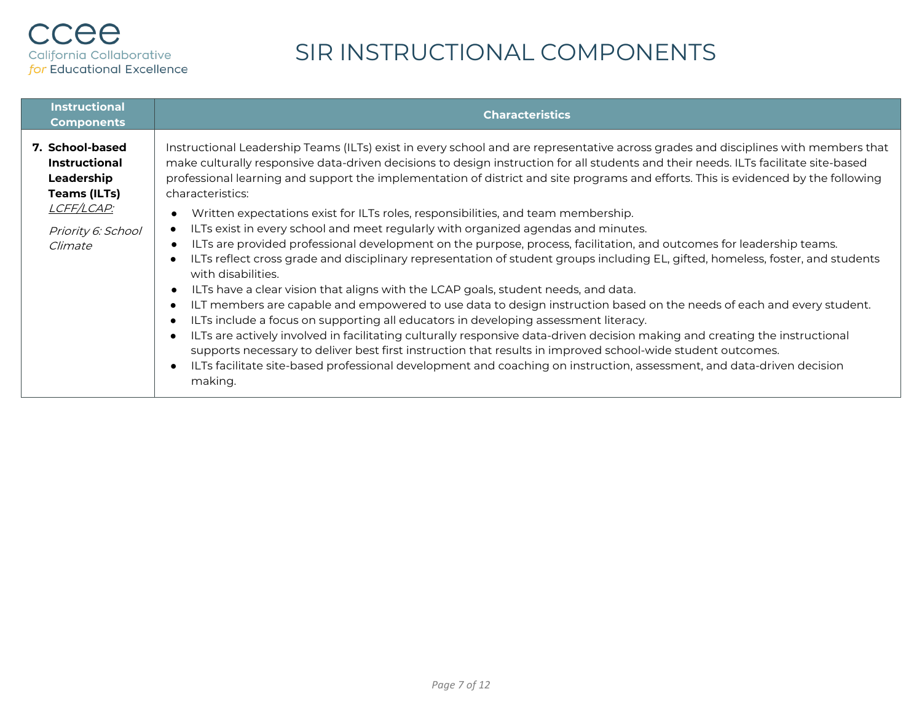# SIR INSTRUCTIONAL COMPONENTS

| Instructional Components | Characteristics |
|---|---|
| **7. School-based Instructional Leadership Teams (ILTs)**<br>*LCFF/LCAP:*<br>*Priority 6: School Climate* | Instructional Leadership Teams (ILTs) exist in every school and are representative across grades and disciplines with members that make culturally responsive data-driven decisions to design instruction for all students and their needs. ILTs facilitate site-based professional learning and support the implementation of district and site programs and efforts. This is evidenced by the following characteristics:<br>● Written expectations exist for ILTs roles, responsibilities, and team membership.<br>● ILTs exist in every school and meet regularly with organized agendas and minutes.<br>● ILTs are provided professional development on the purpose, process, facilitation, and outcomes for leadership teams.<br>● ILTs reflect cross grade and disciplinary representation of student groups including EL, gifted, homeless, foster, and students with disabilities.<br>● ILTs have a clear vision that aligns with the LCAP goals, student needs, and data.<br>● ILT members are capable and empowered to use data to design instruction based on the needs of each and every student.<br>● ILTs include a focus on supporting all educators in developing assessment literacy.<br>● ILTs are actively involved in facilitating culturally responsive data-driven decision making and creating the instructional supports necessary to deliver best first instruction that results in improved school-wide student outcomes.<br>● ILTs facilitate site-based professional development and coaching on instruction, assessment, and data-driven decision making. |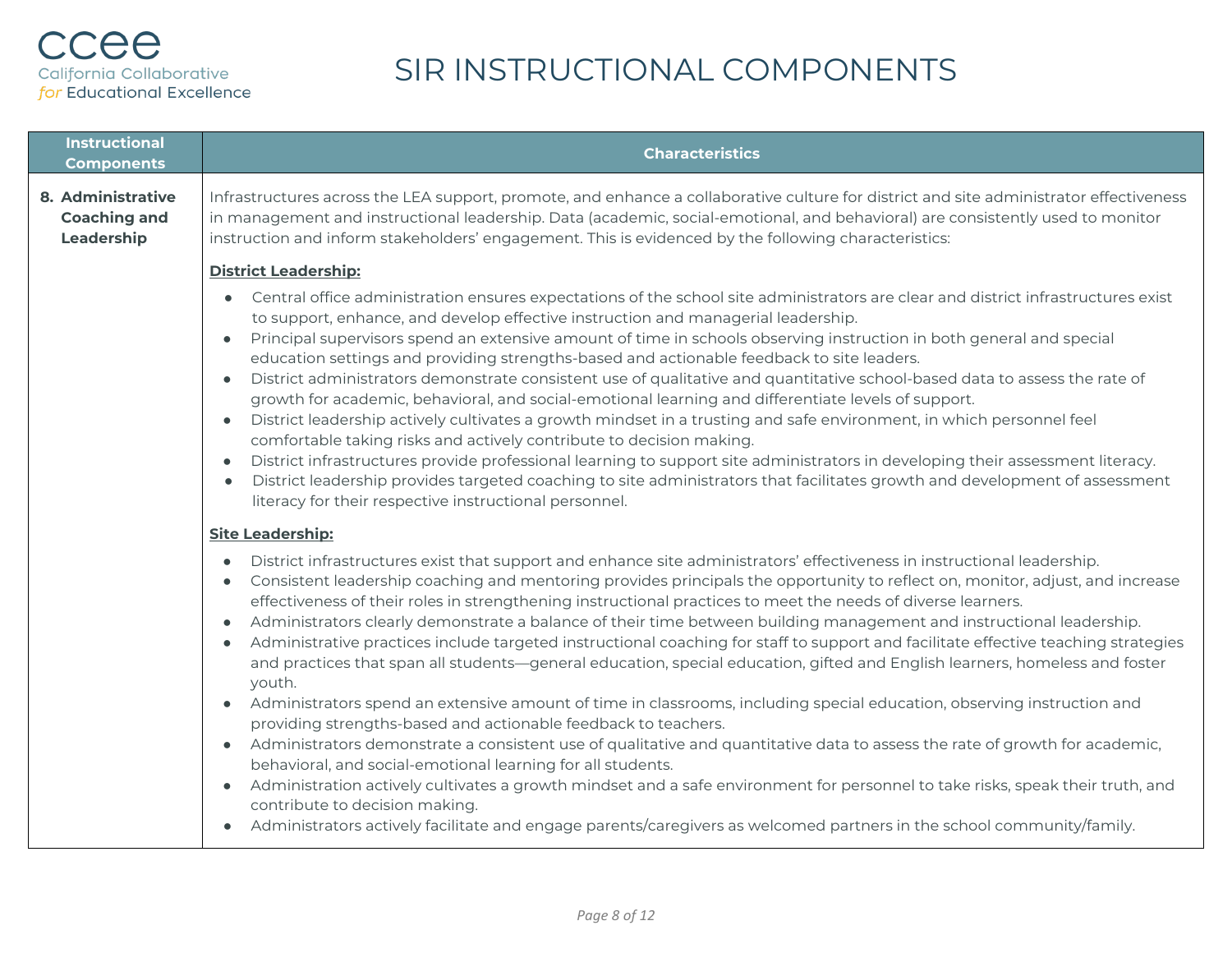# SIR INSTRUCTIONAL COMPONENTS

| Instructional Components | Characteristics |
|---|---|
| **8. Administrative Coaching and Leadership** | Infrastructures across the LEA support, promote, and enhance a collaborative culture for district and site administrator effectiveness in management and instructional leadership. Data (academic, social-emotional, and behavioral) are consistently used to monitor instruction and inform stakeholders' engagement. This is evidenced by the following characteristics:<br><br>**District Leadership:**<br>• Central office administration ensures expectations of the school site administrators are clear and district infrastructures exist to support, enhance, and develop effective instruction and managerial leadership.<br>• Principal supervisors spend an extensive amount of time in schools observing instruction in both general and special education settings and providing strengths-based and actionable feedback to site leaders.<br>• District administrators demonstrate consistent use of qualitative and quantitative school-based data to assess the rate of growth for academic, behavioral, and social-emotional learning and differentiate levels of support.<br>• District leadership actively cultivates a growth mindset in a trusting and safe environment, in which personnel feel comfortable taking risks and actively contribute to decision making.<br>• District infrastructures provide professional learning to support site administrators in developing their assessment literacy.<br>• District leadership provides targeted coaching to site administrators that facilitates growth and development of assessment literacy for their respective instructional personnel.<br><br>**Site Leadership:**<br>• District infrastructures exist that support and enhance site administrators' effectiveness in instructional leadership.<br>• Consistent leadership coaching and mentoring provides principals the opportunity to reflect on, monitor, adjust, and increase effectiveness of their roles in strengthening instructional practices to meet the needs of diverse learners.<br>• Administrators clearly demonstrate a balance of their time between building management and instructional leadership.<br>• Administrative practices include targeted instructional coaching for staff to support and facilitate effective teaching strategies and practices that span all students—general education, special education, gifted and English learners, homeless and foster youth.<br>• Administrators spend an extensive amount of time in classrooms, including special education, observing instruction and providing strengths-based and actionable feedback to teachers.<br>• Administrators demonstrate a consistent use of qualitative and quantitative data to assess the rate of growth for academic, behavioral, and social-emotional learning for all students.<br>• Administration actively cultivates a growth mindset and a safe environment for personnel to take risks, speak their truth, and contribute to decision making.<br>• Administrators actively facilitate and engage parents/caregivers as welcomed partners in the school community/family. |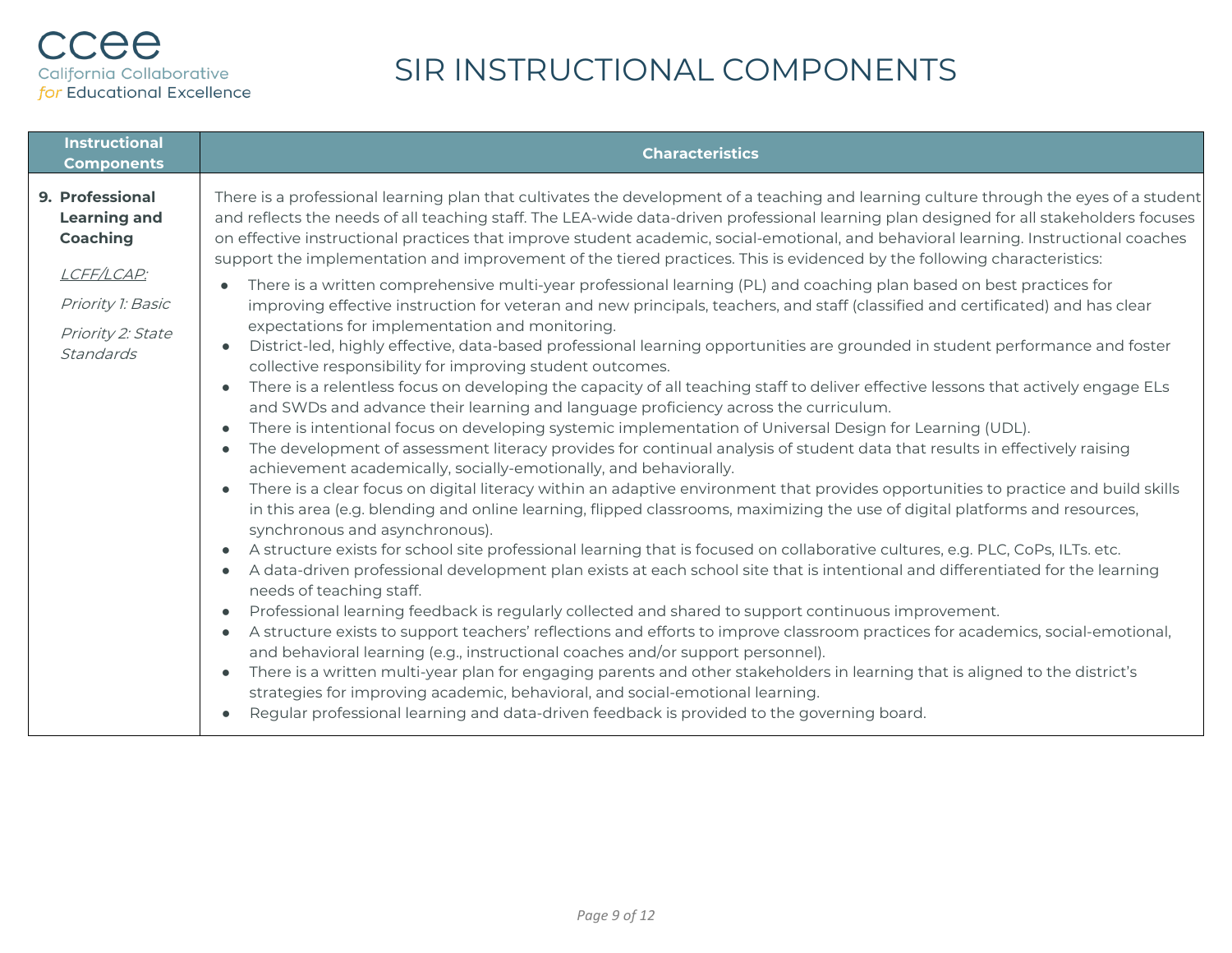# SIR INSTRUCTIONAL COMPONENTS

| Instructional Components | Characteristics |
|---|---|
| **9. Professional Learning and Coaching**<br><br>*LCFF/LCAP:*<br><br>*Priority 1: Basic*<br><br>*Priority 2: State Standards* | There is a professional learning plan that cultivates the development of a teaching and learning culture through the eyes of a student and reflects the needs of all teaching staff. The LEA-wide data-driven professional learning plan designed for all stakeholders focuses on effective instructional practices that improve student academic, social-emotional, and behavioral learning. Instructional coaches support the implementation and improvement of the tiered practices. This is evidenced by the following characteristics:<br><br>• There is a written comprehensive multi-year professional learning (PL) and coaching plan based on best practices for improving effective instruction for veteran and new principals, teachers, and staff (classified and certificated) and has clear expectations for implementation and monitoring.<br>• District-led, highly effective, data-based professional learning opportunities are grounded in student performance and foster collective responsibility for improving student outcomes.<br>• There is a relentless focus on developing the capacity of all teaching staff to deliver effective lessons that actively engage ELs and SWDs and advance their learning and language proficiency across the curriculum.<br>• There is intentional focus on developing systemic implementation of Universal Design for Learning (UDL).<br>• The development of assessment literacy provides for continual analysis of student data that results in effectively raising achievement academically, socially-emotionally, and behaviorally.<br>• There is a clear focus on digital literacy within an adaptive environment that provides opportunities to practice and build skills in this area (e.g. blending and online learning, flipped classrooms, maximizing the use of digital platforms and resources, synchronous and asynchronous).<br>• A structure exists for school site professional learning that is focused on collaborative cultures, e.g. PLC, CoPs, ILTs. etc.<br>• A data-driven professional development plan exists at each school site that is intentional and differentiated for the learning needs of teaching staff.<br>• Professional learning feedback is regularly collected and shared to support continuous improvement.<br>• A structure exists to support teachers' reflections and efforts to improve classroom practices for academics, social-emotional, and behavioral learning (e.g., instructional coaches and/or support personnel).<br>• There is a written multi-year plan for engaging parents and other stakeholders in learning that is aligned to the district's strategies for improving academic, behavioral, and social-emotional learning.<br>• Regular professional learning and data-driven feedback is provided to the governing board. |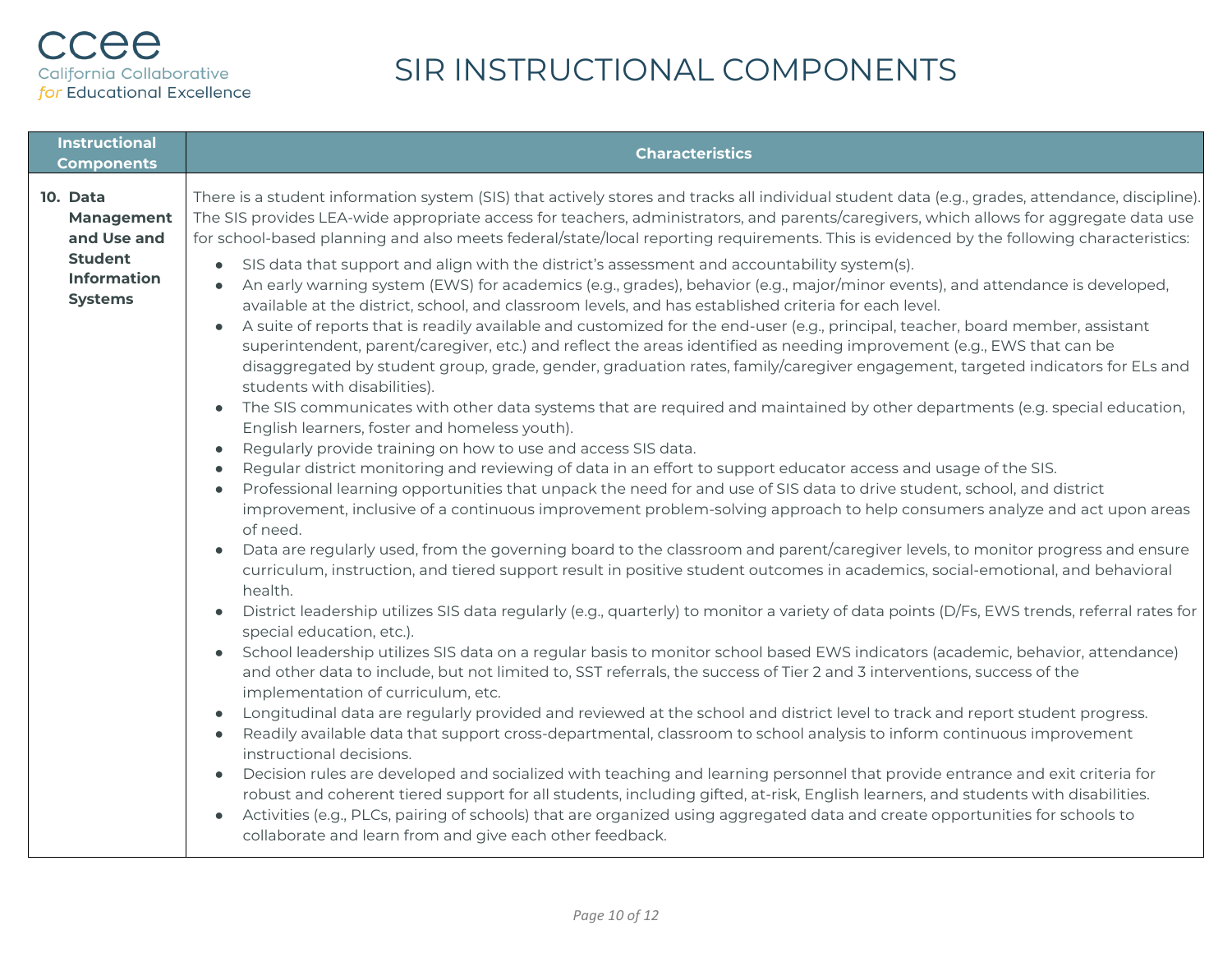# SIR INSTRUCTIONAL COMPONENTS

| Instructional Components | Characteristics |
|---|---|
| **10. Data Management and Use and Student Information Systems** | There is a student information system (SIS) that actively stores and tracks all individual student data (e.g., grades, attendance, discipline). The SIS provides LEA-wide appropriate access for teachers, administrators, and parents/caregivers, which allows for aggregate data use for school-based planning and also meets federal/state/local reporting requirements. This is evidenced by the following characteristics:<br>• SIS data that support and align with the district's assessment and accountability system(s).<br>• An early warning system (EWS) for academics (e.g., grades), behavior (e.g., major/minor events), and attendance is developed, available at the district, school, and classroom levels, and has established criteria for each level.<br>• A suite of reports that is readily available and customized for the end-user (e.g., principal, teacher, board member, assistant superintendent, parent/caregiver, etc.) and reflect the areas identified as needing improvement (e.g., EWS that can be disaggregated by student group, grade, gender, graduation rates, family/caregiver engagement, targeted indicators for ELs and students with disabilities).<br>• The SIS communicates with other data systems that are required and maintained by other departments (e.g. special education, English learners, foster and homeless youth).<br>• Regularly provide training on how to use and access SIS data.<br>• Regular district monitoring and reviewing of data in an effort to support educator access and usage of the SIS.<br>• Professional learning opportunities that unpack the need for and use of SIS data to drive student, school, and district improvement, inclusive of a continuous improvement problem-solving approach to help consumers analyze and act upon areas of need.<br>• Data are regularly used, from the governing board to the classroom and parent/caregiver levels, to monitor progress and ensure curriculum, instruction, and tiered support result in positive student outcomes in academics, social-emotional, and behavioral health.<br>• District leadership utilizes SIS data regularly (e.g., quarterly) to monitor a variety of data points (D/Fs, EWS trends, referral rates for special education, etc.).<br>• School leadership utilizes SIS data on a regular basis to monitor school based EWS indicators (academic, behavior, attendance) and other data to include, but not limited to, SST referrals, the success of Tier 2 and 3 interventions, success of the implementation of curriculum, etc.<br>• Longitudinal data are regularly provided and reviewed at the school and district level to track and report student progress.<br>• Readily available data that support cross-departmental, classroom to school analysis to inform continuous improvement instructional decisions.<br>• Decision rules are developed and socialized with teaching and learning personnel that provide entrance and exit criteria for robust and coherent tiered support for all students, including gifted, at-risk, English learners, and students with disabilities.<br>• Activities (e.g., PLCs, pairing of schools) that are organized using aggregated data and create opportunities for schools to collaborate and learn from and give each other feedback. |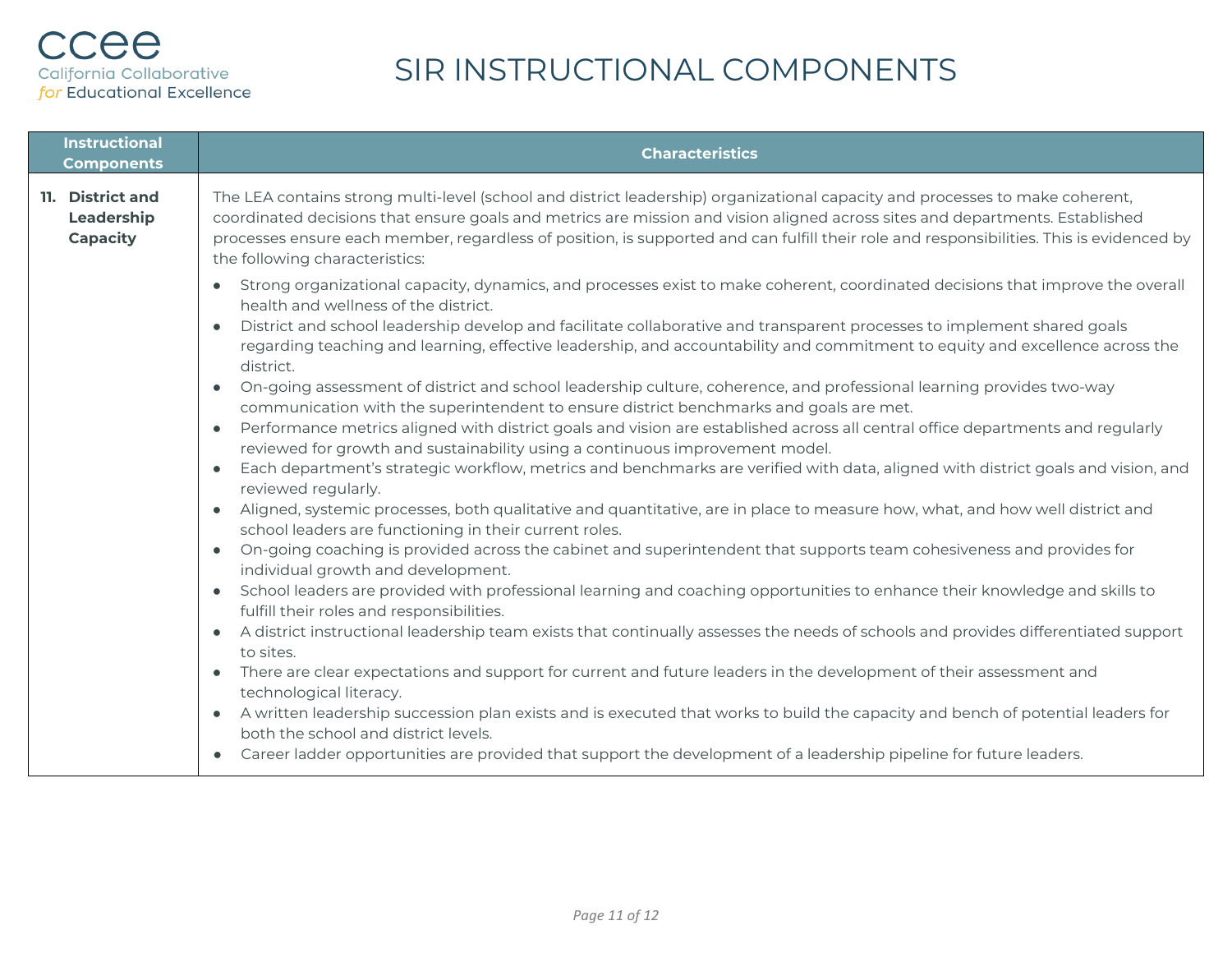# SIR INSTRUCTIONAL COMPONENTS

| Instructional Components | Characteristics |
|---|---|
| **11. District and Leadership Capacity** | The LEA contains strong multi-level (school and district leadership) organizational capacity and processes to make coherent, coordinated decisions that ensure goals and metrics are mission and vision aligned across sites and departments. Established processes ensure each member, regardless of position, is supported and can fulfill their role and responsibilities. This is evidenced by the following characteristics:<br>• Strong organizational capacity, dynamics, and processes exist to make coherent, coordinated decisions that improve the overall health and wellness of the district.<br>• District and school leadership develop and facilitate collaborative and transparent processes to implement shared goals regarding teaching and learning, effective leadership, and accountability and commitment to equity and excellence across the district.<br>• On-going assessment of district and school leadership culture, coherence, and professional learning provides two-way communication with the superintendent to ensure district benchmarks and goals are met.<br>• Performance metrics aligned with district goals and vision are established across all central office departments and regularly reviewed for growth and sustainability using a continuous improvement model.<br>• Each department's strategic workflow, metrics and benchmarks are verified with data, aligned with district goals and vision, and reviewed regularly.<br>• Aligned, systemic processes, both qualitative and quantitative, are in place to measure how, what, and how well district and school leaders are functioning in their current roles.<br>• On-going coaching is provided across the cabinet and superintendent that supports team cohesiveness and provides for individual growth and development.<br>• School leaders are provided with professional learning and coaching opportunities to enhance their knowledge and skills to fulfill their roles and responsibilities.<br>• A district instructional leadership team exists that continually assesses the needs of schools and provides differentiated support to sites.<br>• There are clear expectations and support for current and future leaders in the development of their assessment and technological literacy.<br>• A written leadership succession plan exists and is executed that works to build the capacity and bench of potential leaders for both the school and district levels.<br>• Career ladder opportunities are provided that support the development of a leadership pipeline for future leaders. |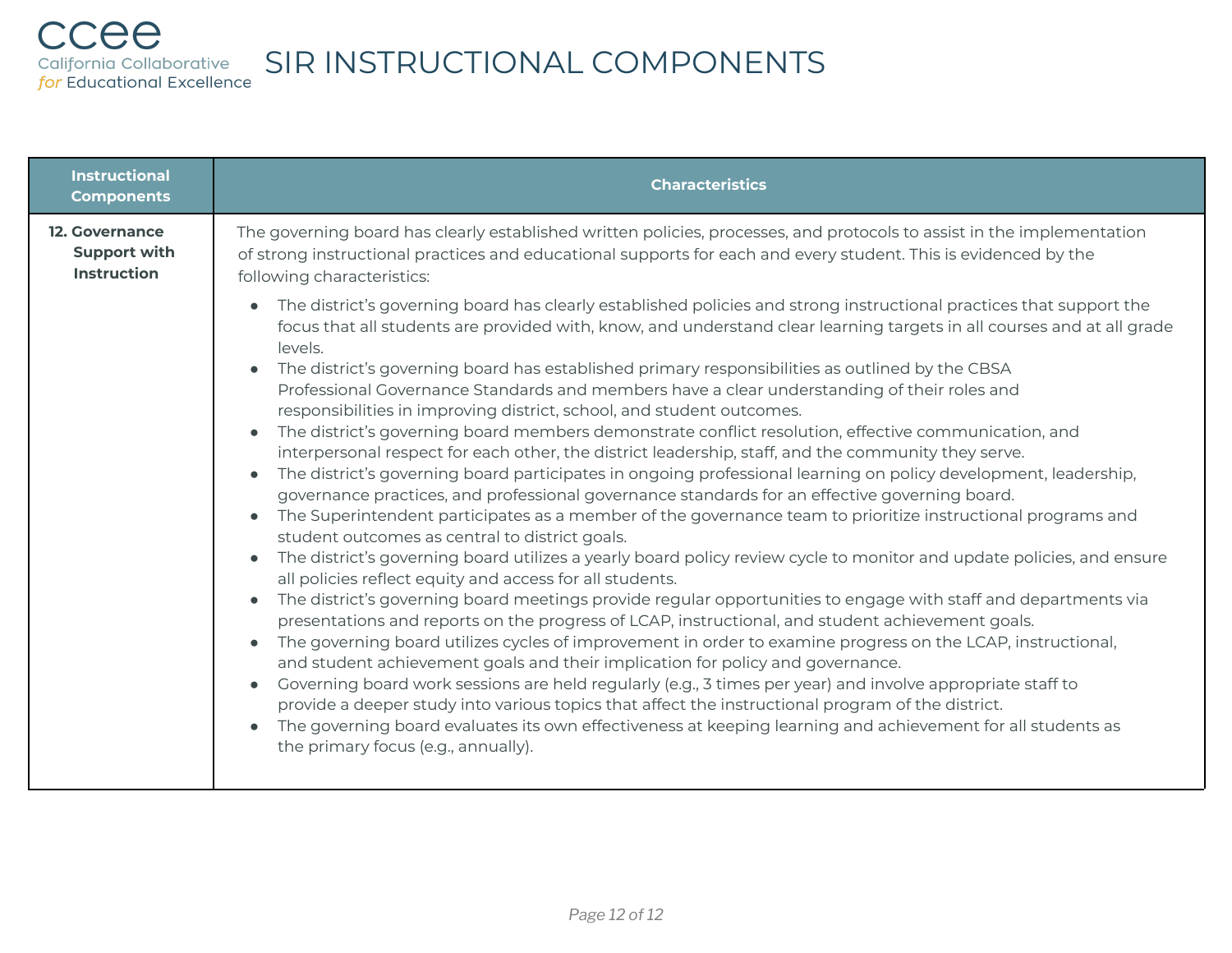# SIR INSTRUCTIONAL COMPONENTS

| Instructional Components | Characteristics |
|---|---|
| **12. Governance Support with Instruction** | The governing board has clearly established written policies, processes, and protocols to assist in the implementation of strong instructional practices and educational supports for each and every student. This is evidenced by the following characteristics:<br>● The district's governing board has clearly established policies and strong instructional practices that support the focus that all students are provided with, know, and understand clear learning targets in all courses and at all grade levels.<br>● The district's governing board has established primary responsibilities as outlined by the CBSA Professional Governance Standards and members have a clear understanding of their roles and responsibilities in improving district, school, and student outcomes.<br>● The district's governing board members demonstrate conflict resolution, effective communication, and interpersonal respect for each other, the district leadership, staff, and the community they serve.<br>● The district's governing board participates in ongoing professional learning on policy development, leadership, governance practices, and professional governance standards for an effective governing board.<br>● The Superintendent participates as a member of the governance team to prioritize instructional programs and student outcomes as central to district goals.<br>● The district's governing board utilizes a yearly board policy review cycle to monitor and update policies, and ensure all policies reflect equity and access for all students.<br>● The district's governing board meetings provide regular opportunities to engage with staff and departments via presentations and reports on the progress of LCAP, instructional, and student achievement goals.<br>● The governing board utilizes cycles of improvement in order to examine progress on the LCAP, instructional, and student achievement goals and their implication for policy and governance.<br>● Governing board work sessions are held regularly (e.g., 3 times per year) and involve appropriate staff to provide a deeper study into various topics that affect the instructional program of the district.<br>● The governing board evaluates its own effectiveness at keeping learning and achievement for all students as the primary focus (e.g., annually). |